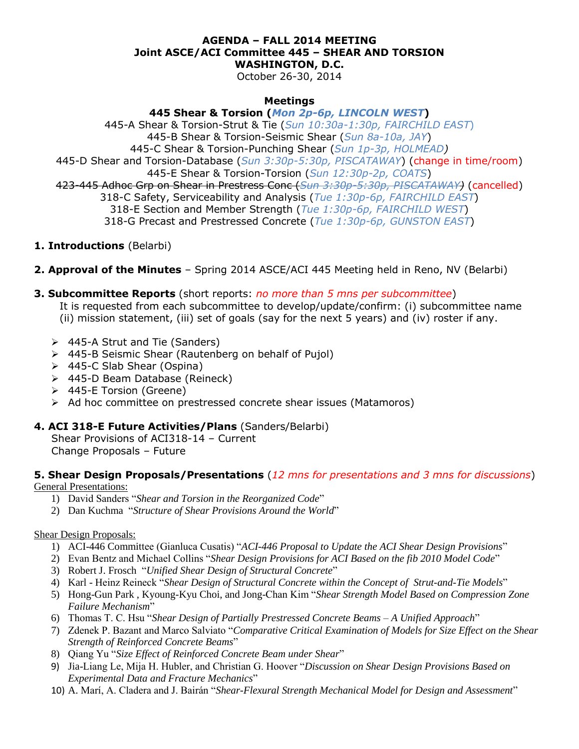# AGENDA – FALL 2014 MEETING
## Joint ASCE/ACI Committee 445 – SHEAR AND TORSION
## WASHINGTON, D.C.

October 26-30, 2014

**Meetings**

**445 Shear & Torsion (*Mon 2p-6p, LINCOLN WEST*)**

445-A Shear & Torsion-Strut & Tie (*Sun 10:30a-1:30p, FAIRCHILD EAST*)

445-B Shear & Torsion-Seismic Shear (*Sun 8a-10a, JAY*)

445-C Shear & Torsion-Punching Shear (*Sun 1p-3p, HOLMEAD*)

445-D Shear and Torsion-Database (*Sun 3:30p-5:30p, PISCATAWAY*) (change in time/room)

445-E Shear & Torsion-Torsion (*Sun 12:30p-2p, COATS*)

~~423-445 Adhoc Grp on Shear in Prestress Conc (*Sun 3:30p-5:30p, PISCATAWAY*)~~ (cancelled)

318-C Safety, Serviceability and Analysis (*Tue 1:30p-6p, FAIRCHILD EAST*)

318-E Section and Member Strength (*Tue 1:30p-6p, FAIRCHILD WEST*)

318-G Precast and Prestressed Concrete (*Tue 1:30p-6p, GUNSTON EAST*)

**1. Introductions** (Belarbi)

**2. Approval of the Minutes** – Spring 2014 ASCE/ACI 445 Meeting held in Reno, NV (Belarbi)

**3. Subcommittee Reports** (short reports: *no more than 5 mns per subcommittee*)

It is requested from each subcommittee to develop/update/confirm: (i) subcommittee name (ii) mission statement, (iii) set of goals (say for the next 5 years) and (iv) roster if any.

- 445-A Strut and Tie (Sanders)
- 445-B Seismic Shear (Rautenberg on behalf of Pujol)
- 445-C Slab Shear (Ospina)
- 445-D Beam Database (Reineck)
- 445-E Torsion (Greene)
- Ad hoc committee on prestressed concrete shear issues (Matamoros)

**4. ACI 318-E Future Activities/Plans** (Sanders/Belarbi)

Shear Provisions of ACI318-14 – Current

Change Proposals – Future

**5. Shear Design Proposals/Presentations** (*12 mns for presentations and 3 mns for discussions*)

General Presentations:

1) David Sanders "*Shear and Torsion in the Reorganized Code*"
2) Dan Kuchma "*Structure of Shear Provisions Around the World*"

Shear Design Proposals:

1) ACI-446 Committee (Gianluca Cusatis) "*ACI-446 Proposal to Update the ACI Shear Design Provisions*"
2) Evan Bentz and Michael Collins "*Shear Design Provisions for ACI Based on the fib 2010 Model Code*"
3) Robert J. Frosch "*Unified Shear Design of Structural Concrete*"
4) Karl - Heinz Reineck "*Shear Design of Structural Concrete within the Concept of Strut-and-Tie Models*"
5) Hong-Gun Park , Kyoung-Kyu Choi, and Jong-Chan Kim "*Shear Strength Model Based on Compression Zone Failure Mechanism*"
6) Thomas T. C. Hsu "*Shear Design of Partially Prestressed Concrete Beams – A Unified Approach*"
7) Zdenek P. Bazant and Marco Salviato "*Comparative Critical Examination of Models for Size Effect on the Shear Strength of Reinforced Concrete Beams*"
8) Qiang Yu "*Size Effect of Reinforced Concrete Beam under Shear*"
9) Jia-Liang Le, Mija H. Hubler, and Christian G. Hoover "*Discussion on Shear Design Provisions Based on Experimental Data and Fracture Mechanics*"
10) A. Marí, A. Cladera and J. Bairán "*Shear-Flexural Strength Mechanical Model for Design and Assessment*"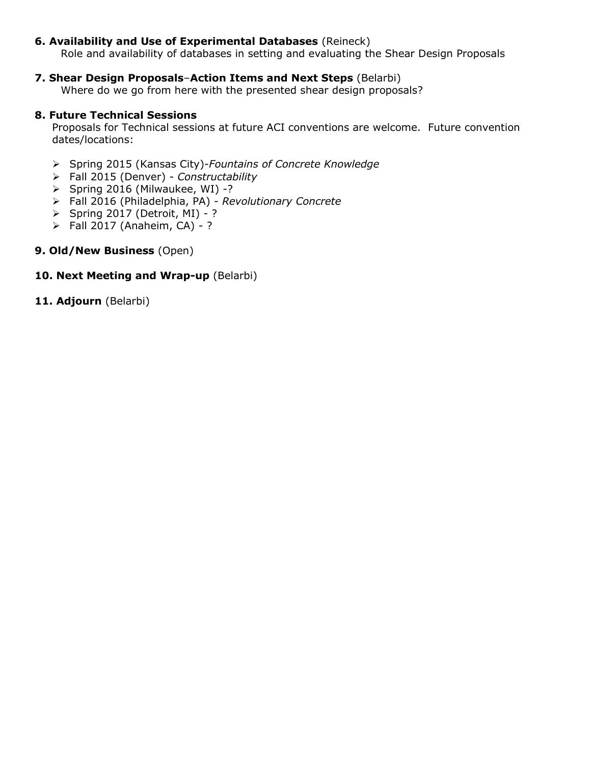**6. Availability and Use of Experimental Databases** (Reineck)

Role and availability of databases in setting and evaluating the Shear Design Proposals

**7. Shear Design Proposals–Action Items and Next Steps** (Belarbi)

Where do we go from here with the presented shear design proposals?

**8. Future Technical Sessions**

Proposals for Technical sessions at future ACI conventions are welcome. Future convention dates/locations:

- Spring 2015 (Kansas City)-*Fountains of Concrete Knowledge*
- Fall 2015 (Denver) - *Constructability*
- Spring 2016 (Milwaukee, WI) -?
- Fall 2016 (Philadelphia, PA) - *Revolutionary Concrete*
- Spring 2017 (Detroit, MI) - ?
- Fall 2017 (Anaheim, CA) - ?

**9. Old/New Business** (Open)

**10. Next Meeting and Wrap-up** (Belarbi)

**11. Adjourn** (Belarbi)